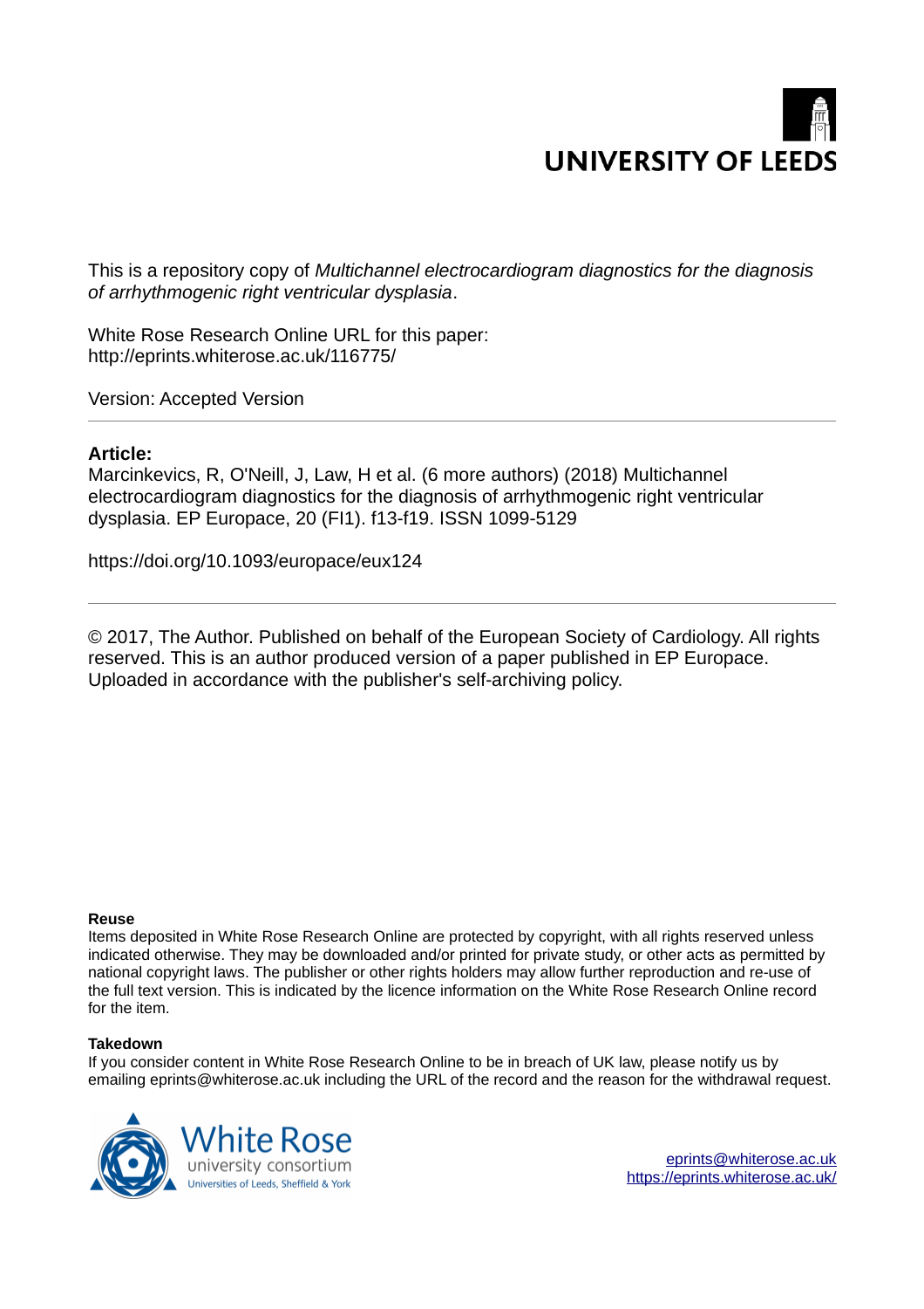UNIVERSITY OF LEEDS

This is a repository copy of *Multichannel electrocardiogram diagnostics for the diagnosis of arrhythmogenic right ventricular dysplasia*.

White Rose Research Online URL for this paper:
http://eprints.whiterose.ac.uk/116775/

Version: Accepted Version

---

**Article:**

Marcinkevics, R, O'Neill, J, Law, H et al. (6 more authors) (2018) Multichannel electrocardiogram diagnostics for the diagnosis of arrhythmogenic right ventricular dysplasia. EP Europace, 20 (FI1). f13-f19. ISSN 1099-5129

https://doi.org/10.1093/europace/eux124

---

© 2017, The Author. Published on behalf of the European Society of Cardiology. All rights reserved. This is an author produced version of a paper published in EP Europace. Uploaded in accordance with the publisher's self-archiving policy.

**Reuse**

Items deposited in White Rose Research Online are protected by copyright, with all rights reserved unless indicated otherwise. They may be downloaded and/or printed for private study, or other acts as permitted by national copyright laws. The publisher or other rights holders may allow further reproduction and re-use of the full text version. This is indicated by the licence information on the White Rose Research Online record for the item.

**Takedown**

If you consider content in White Rose Research Online to be in breach of UK law, please notify us by emailing eprints@whiterose.ac.uk including the URL of the record and the reason for the withdrawal request.

White Rose
university consortium
Universities of Leeds, Sheffield & York

eprints@whiterose.ac.uk
https://eprints.whiterose.ac.uk/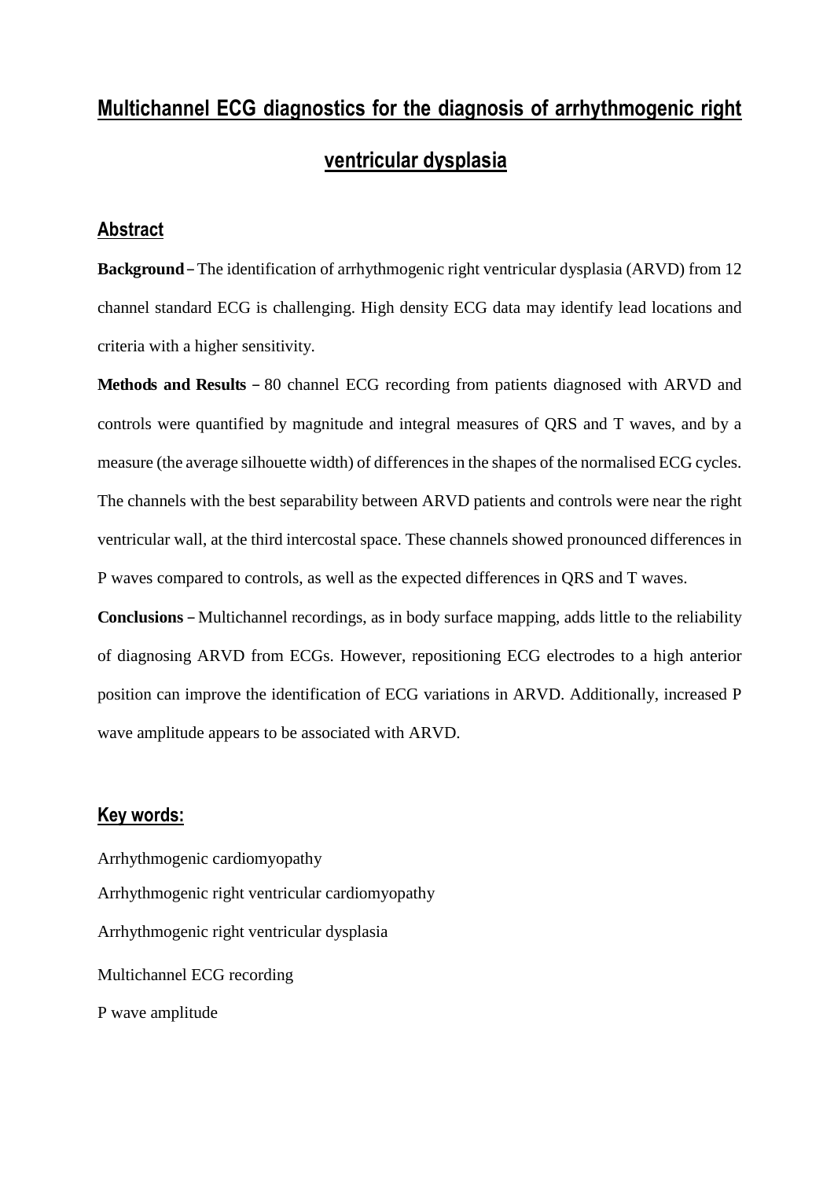# Multichannel ECG diagnostics for the diagnosis of arrhythmogenic right ventricular dysplasia

## Abstract

**Background** – The identification of arrhythmogenic right ventricular dysplasia (ARVD) from 12 channel standard ECG is challenging. High density ECG data may identify lead locations and criteria with a higher sensitivity.

**Methods and Results** – 80 channel ECG recording from patients diagnosed with ARVD and controls were quantified by magnitude and integral measures of QRS and T waves, and by a measure (the average silhouette width) of differences in the shapes of the normalised ECG cycles. The channels with the best separability between ARVD patients and controls were near the right ventricular wall, at the third intercostal space. These channels showed pronounced differences in P waves compared to controls, as well as the expected differences in QRS and T waves.

**Conclusions** – Multichannel recordings, as in body surface mapping, adds little to the reliability of diagnosing ARVD from ECGs. However, repositioning ECG electrodes to a high anterior position can improve the identification of ECG variations in ARVD. Additionally, increased P wave amplitude appears to be associated with ARVD.

## Key words:

Arrhythmogenic cardiomyopathy

Arrhythmogenic right ventricular cardiomyopathy

Arrhythmogenic right ventricular dysplasia

Multichannel ECG recording

P wave amplitude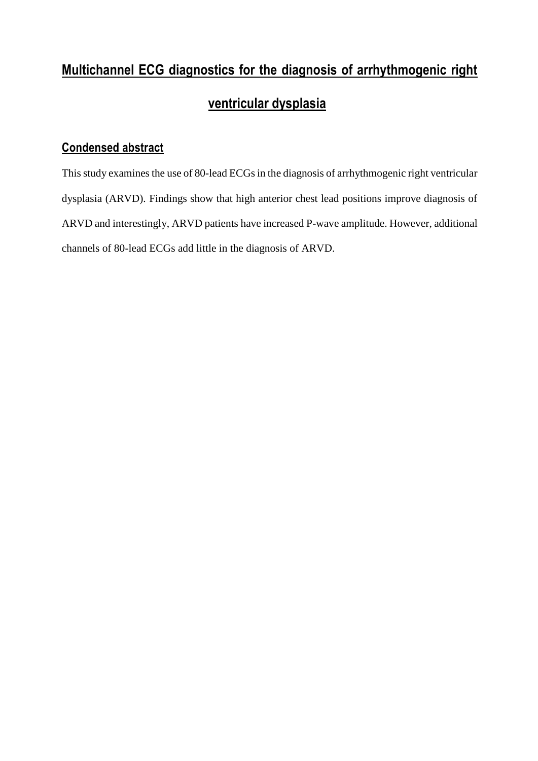# Multichannel ECG diagnostics for the diagnosis of arrhythmogenic right ventricular dysplasia

## Condensed abstract

This study examines the use of 80-lead ECGs in the diagnosis of arrhythmogenic right ventricular dysplasia (ARVD). Findings show that high anterior chest lead positions improve diagnosis of ARVD and interestingly, ARVD patients have increased P-wave amplitude. However, additional channels of 80-lead ECGs add little in the diagnosis of ARVD.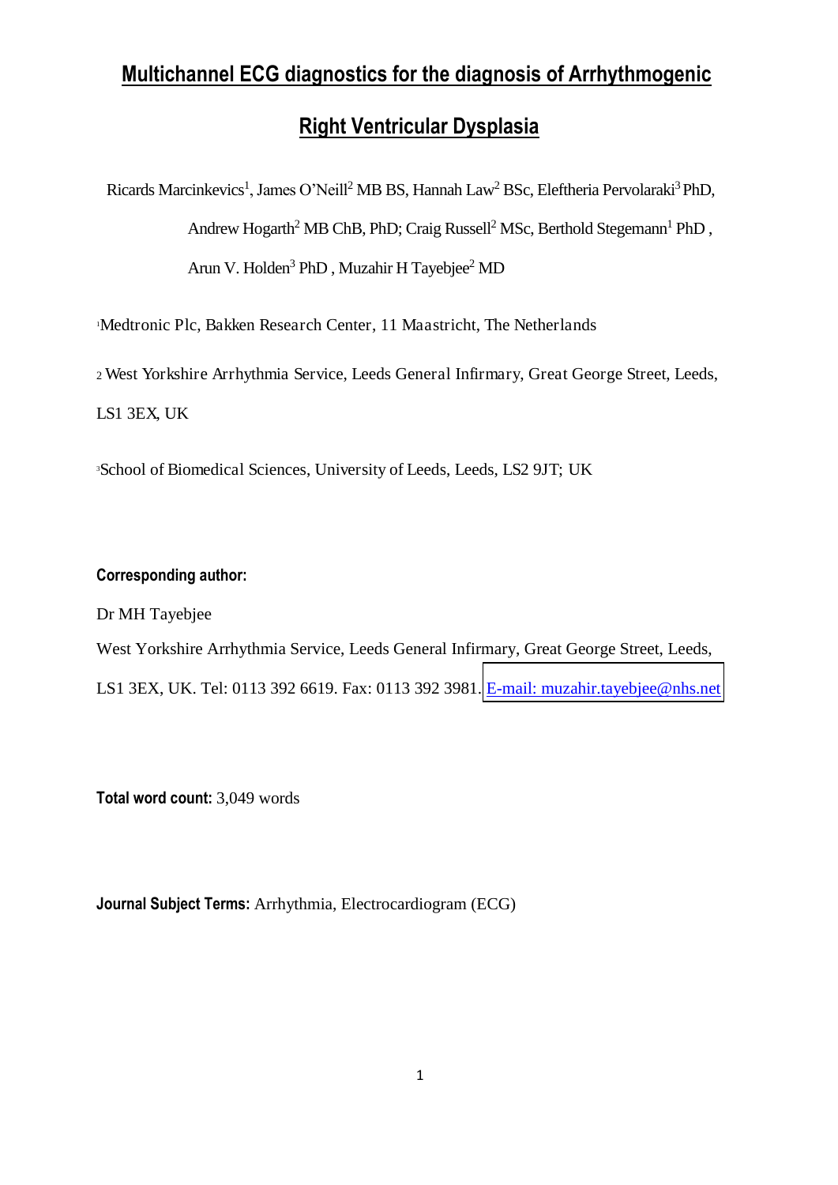# Multichannel ECG diagnostics for the diagnosis of Arrhythmogenic Right Ventricular Dysplasia

Ricards Marcinkevics[1], James O'Neill[2] MB BS, Hannah Law[2] BSc, Eleftheria Pervolaraki[3] PhD, Andrew Hogarth[2] MB ChB, PhD; Craig Russell[2] MSc, Berthold Stegemann[1] PhD , Arun V. Holden[3] PhD , Muzahir H Tayebjee[2] MD

[1]Medtronic Plc, Bakken Research Center, 11 Maastricht, The Netherlands

[2] West Yorkshire Arrhythmia Service, Leeds General Infirmary, Great George Street, Leeds, LS1 3EX, UK

[3]School of Biomedical Sciences, University of Leeds, Leeds, LS2 9JT; UK

**Corresponding author:**

Dr MH Tayebjee

West Yorkshire Arrhythmia Service, Leeds General Infirmary, Great George Street, Leeds, LS1 3EX, UK. Tel: 0113 392 6619. Fax: 0113 392 3981. E-mail: muzahir.tayebjee@nhs.net

**Total word count:** 3,049 words

**Journal Subject Terms:** Arrhythmia, Electrocardiogram (ECG)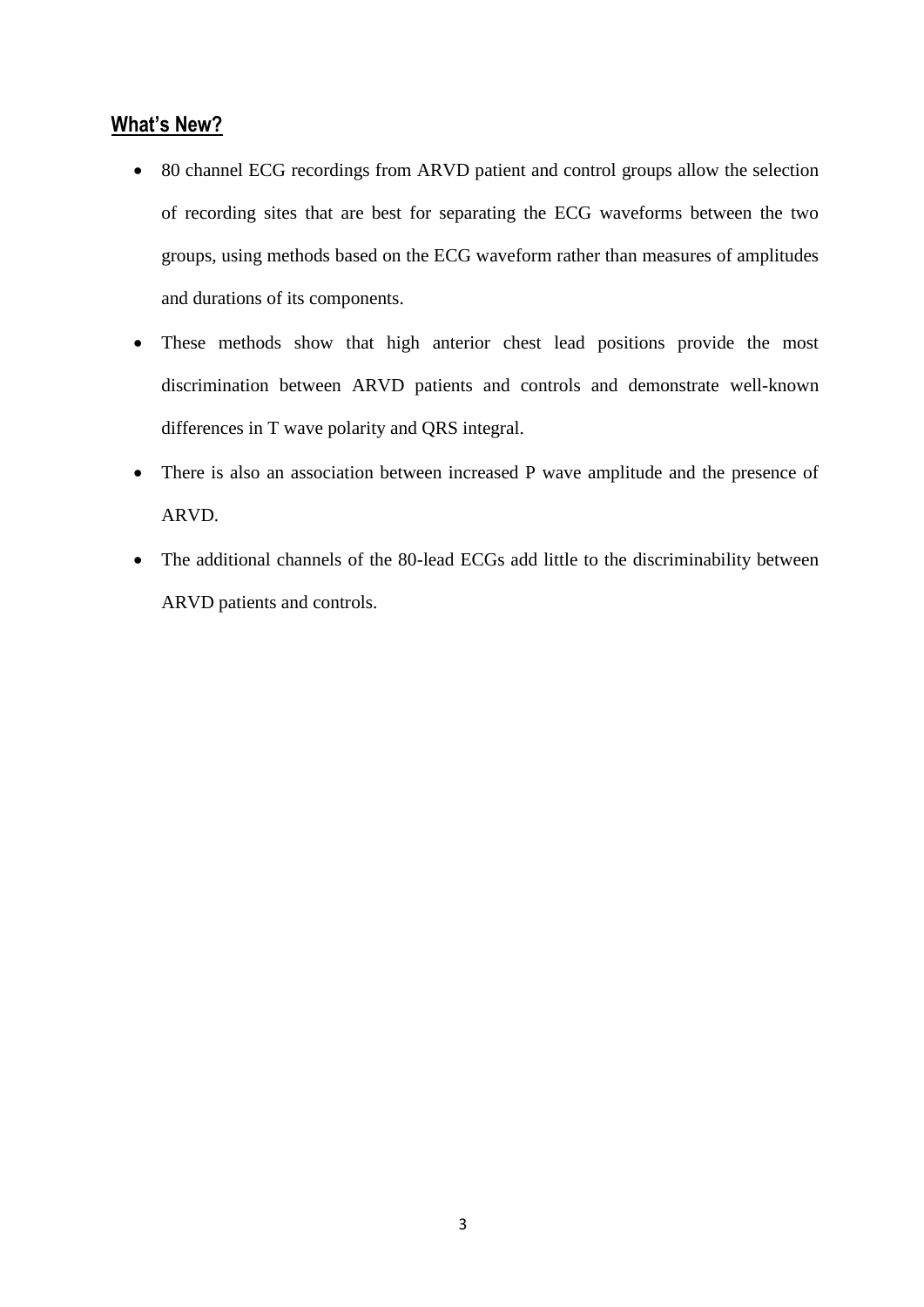## What's New?

- 80 channel ECG recordings from ARVD patient and control groups allow the selection of recording sites that are best for separating the ECG waveforms between the two groups, using methods based on the ECG waveform rather than measures of amplitudes and durations of its components.
- These methods show that high anterior chest lead positions provide the most discrimination between ARVD patients and controls and demonstrate well-known differences in T wave polarity and QRS integral.
- There is also an association between increased P wave amplitude and the presence of ARVD.
- The additional channels of the 80-lead ECGs add little to the discriminability between ARVD patients and controls.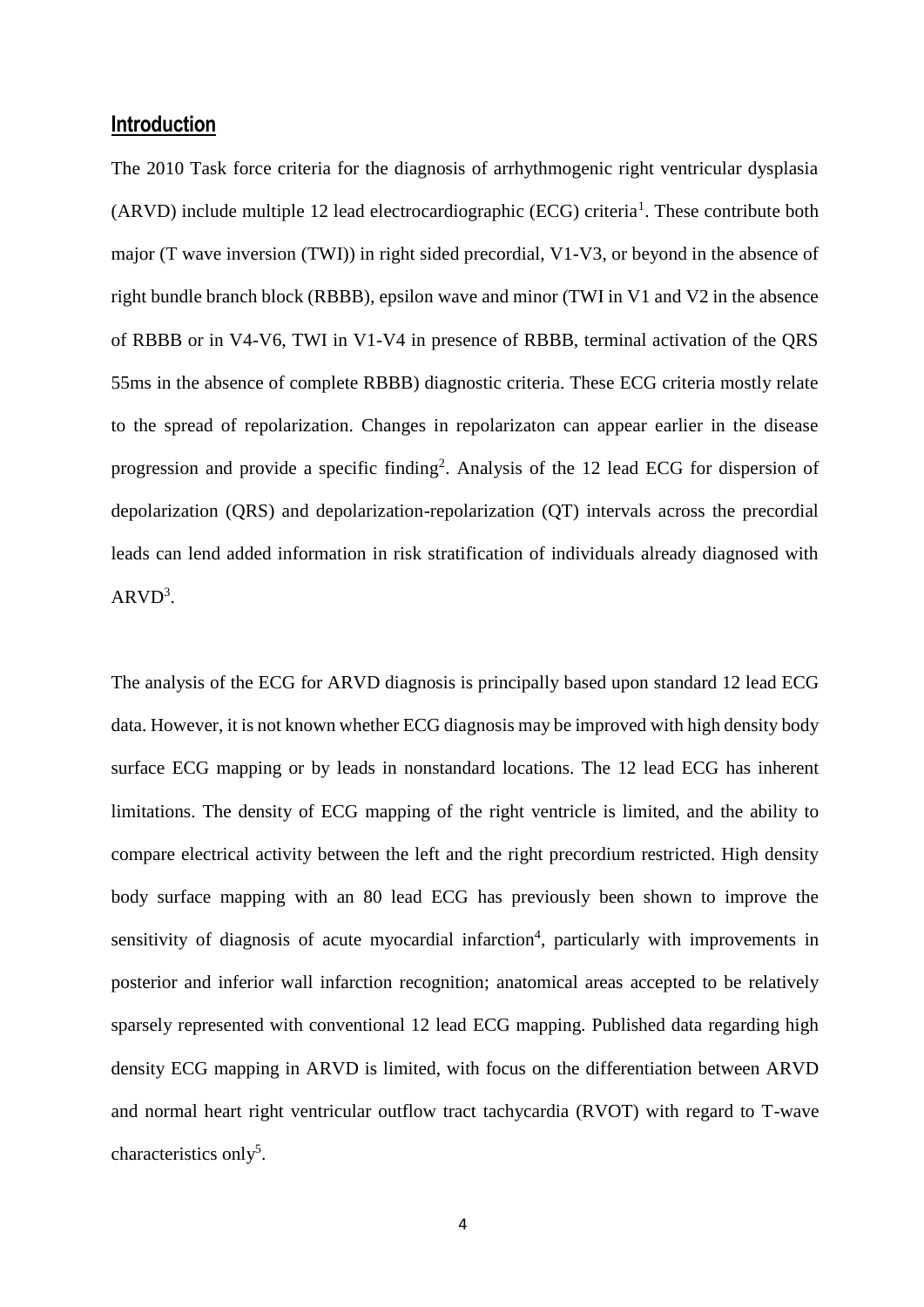## Introduction

The 2010 Task force criteria for the diagnosis of arrhythmogenic right ventricular dysplasia (ARVD) include multiple 12 lead electrocardiographic (ECG) criteria[1]. These contribute both major (T wave inversion (TWI)) in right sided precordial, V1-V3, or beyond in the absence of right bundle branch block (RBBB), epsilon wave and minor (TWI in V1 and V2 in the absence of RBBB or in V4-V6, TWI in V1-V4 in presence of RBBB, terminal activation of the QRS 55ms in the absence of complete RBBB) diagnostic criteria. These ECG criteria mostly relate to the spread of repolarization. Changes in repolarizaton can appear earlier in the disease progression and provide a specific finding[2]. Analysis of the 12 lead ECG for dispersion of depolarization (QRS) and depolarization-repolarization (QT) intervals across the precordial leads can lend added information in risk stratification of individuals already diagnosed with ARVD[3].

The analysis of the ECG for ARVD diagnosis is principally based upon standard 12 lead ECG data. However, it is not known whether ECG diagnosis may be improved with high density body surface ECG mapping or by leads in nonstandard locations. The 12 lead ECG has inherent limitations. The density of ECG mapping of the right ventricle is limited, and the ability to compare electrical activity between the left and the right precordium restricted. High density body surface mapping with an 80 lead ECG has previously been shown to improve the sensitivity of diagnosis of acute myocardial infarction[4], particularly with improvements in posterior and inferior wall infarction recognition; anatomical areas accepted to be relatively sparsely represented with conventional 12 lead ECG mapping. Published data regarding high density ECG mapping in ARVD is limited, with focus on the differentiation between ARVD and normal heart right ventricular outflow tract tachycardia (RVOT) with regard to T-wave characteristics only[5].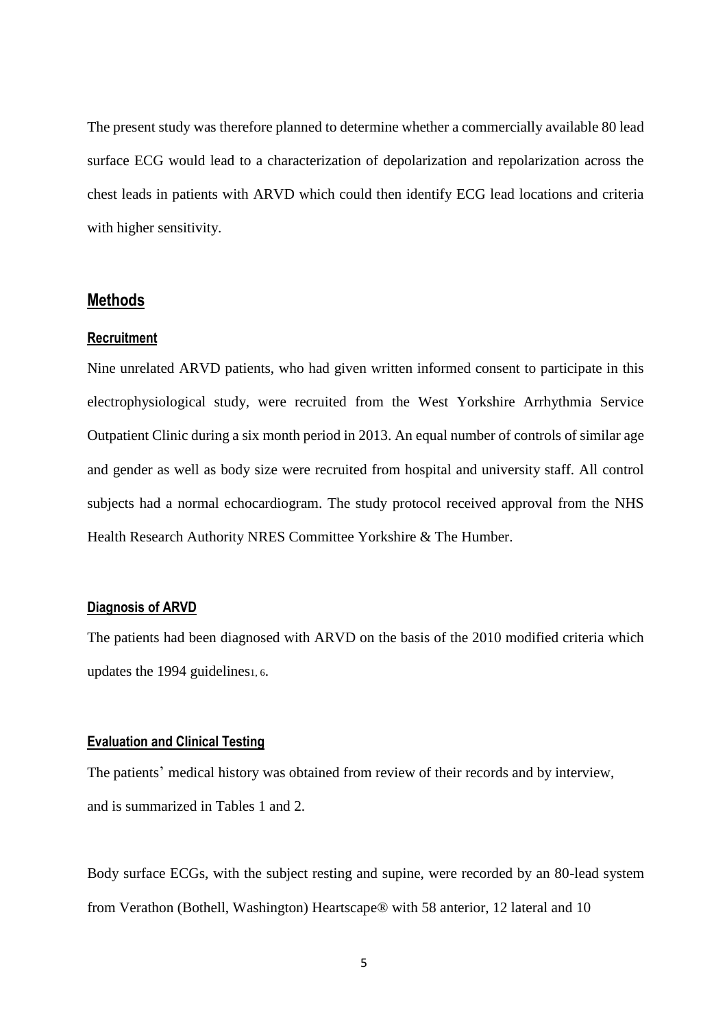The present study was therefore planned to determine whether a commercially available 80 lead surface ECG would lead to a characterization of depolarization and repolarization across the chest leads in patients with ARVD which could then identify ECG lead locations and criteria with higher sensitivity.

## Methods

### Recruitment

Nine unrelated ARVD patients, who had given written informed consent to participate in this electrophysiological study, were recruited from the West Yorkshire Arrhythmia Service Outpatient Clinic during a six month period in 2013. An equal number of controls of similar age and gender as well as body size were recruited from hospital and university staff. All control subjects had a normal echocardiogram. The study protocol received approval from the NHS Health Research Authority NRES Committee Yorkshire & The Humber.

### Diagnosis of ARVD

The patients had been diagnosed with ARVD on the basis of the 2010 modified criteria which updates the 1994 guidelines[1, 6].

### Evaluation and Clinical Testing

The patients' medical history was obtained from review of their records and by interview, and is summarized in Tables 1 and 2.

Body surface ECGs, with the subject resting and supine, were recorded by an 80-lead system from Verathon (Bothell, Washington) Heartscape® with 58 anterior, 12 lateral and 10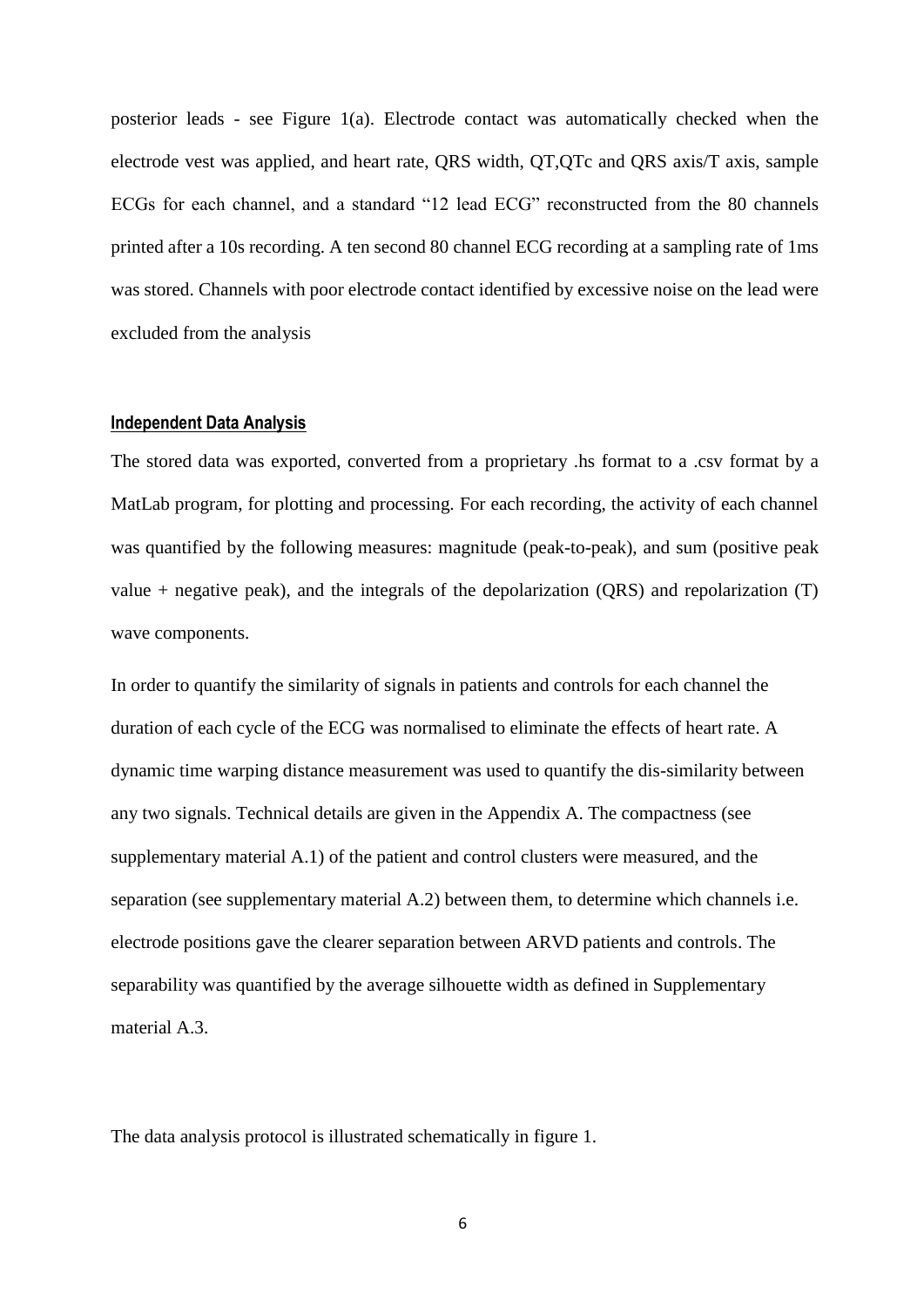posterior leads - see Figure 1(a). Electrode contact was automatically checked when the electrode vest was applied, and heart rate, QRS width, QT,QTc and QRS axis/T axis, sample ECGs for each channel, and a standard "12 lead ECG" reconstructed from the 80 channels printed after a 10s recording. A ten second 80 channel ECG recording at a sampling rate of 1ms was stored. Channels with poor electrode contact identified by excessive noise on the lead were excluded from the analysis

#### Independent Data Analysis

The stored data was exported, converted from a proprietary .hs format to a .csv format by a MatLab program, for plotting and processing. For each recording, the activity of each channel was quantified by the following measures: magnitude (peak-to-peak), and sum (positive peak value + negative peak), and the integrals of the depolarization (QRS) and repolarization (T) wave components.

In order to quantify the similarity of signals in patients and controls for each channel the duration of each cycle of the ECG was normalised to eliminate the effects of heart rate. A dynamic time warping distance measurement was used to quantify the dis-similarity between any two signals. Technical details are given in the Appendix A. The compactness (see supplementary material A.1) of the patient and control clusters were measured, and the separation (see supplementary material A.2) between them, to determine which channels i.e. electrode positions gave the clearer separation between ARVD patients and controls. The separability was quantified by the average silhouette width as defined in Supplementary material A.3.

The data analysis protocol is illustrated schematically in figure 1.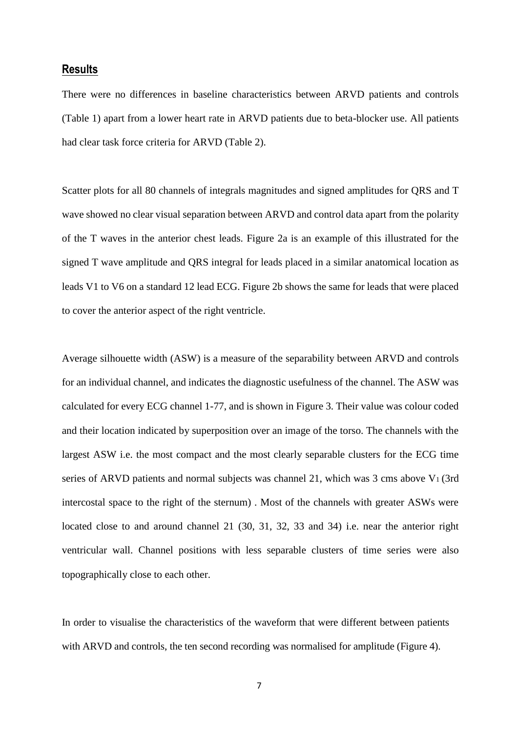## Results

There were no differences in baseline characteristics between ARVD patients and controls (Table 1) apart from a lower heart rate in ARVD patients due to beta-blocker use. All patients had clear task force criteria for ARVD (Table 2).

Scatter plots for all 80 channels of integrals magnitudes and signed amplitudes for QRS and T wave showed no clear visual separation between ARVD and control data apart from the polarity of the T waves in the anterior chest leads. Figure 2a is an example of this illustrated for the signed T wave amplitude and QRS integral for leads placed in a similar anatomical location as leads V1 to V6 on a standard 12 lead ECG. Figure 2b shows the same for leads that were placed to cover the anterior aspect of the right ventricle.

Average silhouette width (ASW) is a measure of the separability between ARVD and controls for an individual channel, and indicates the diagnostic usefulness of the channel. The ASW was calculated for every ECG channel 1-77, and is shown in Figure 3. Their value was colour coded and their location indicated by superposition over an image of the torso. The channels with the largest ASW i.e. the most compact and the most clearly separable clusters for the ECG time series of ARVD patients and normal subjects was channel 21, which was 3 cms above $V_1$ (3rd intercostal space to the right of the sternum) . Most of the channels with greater ASWs were located close to and around channel 21 (30, 31, 32, 33 and 34) i.e. near the anterior right ventricular wall. Channel positions with less separable clusters of time series were also topographically close to each other.

In order to visualise the characteristics of the waveform that were different between patients with ARVD and controls, the ten second recording was normalised for amplitude (Figure 4).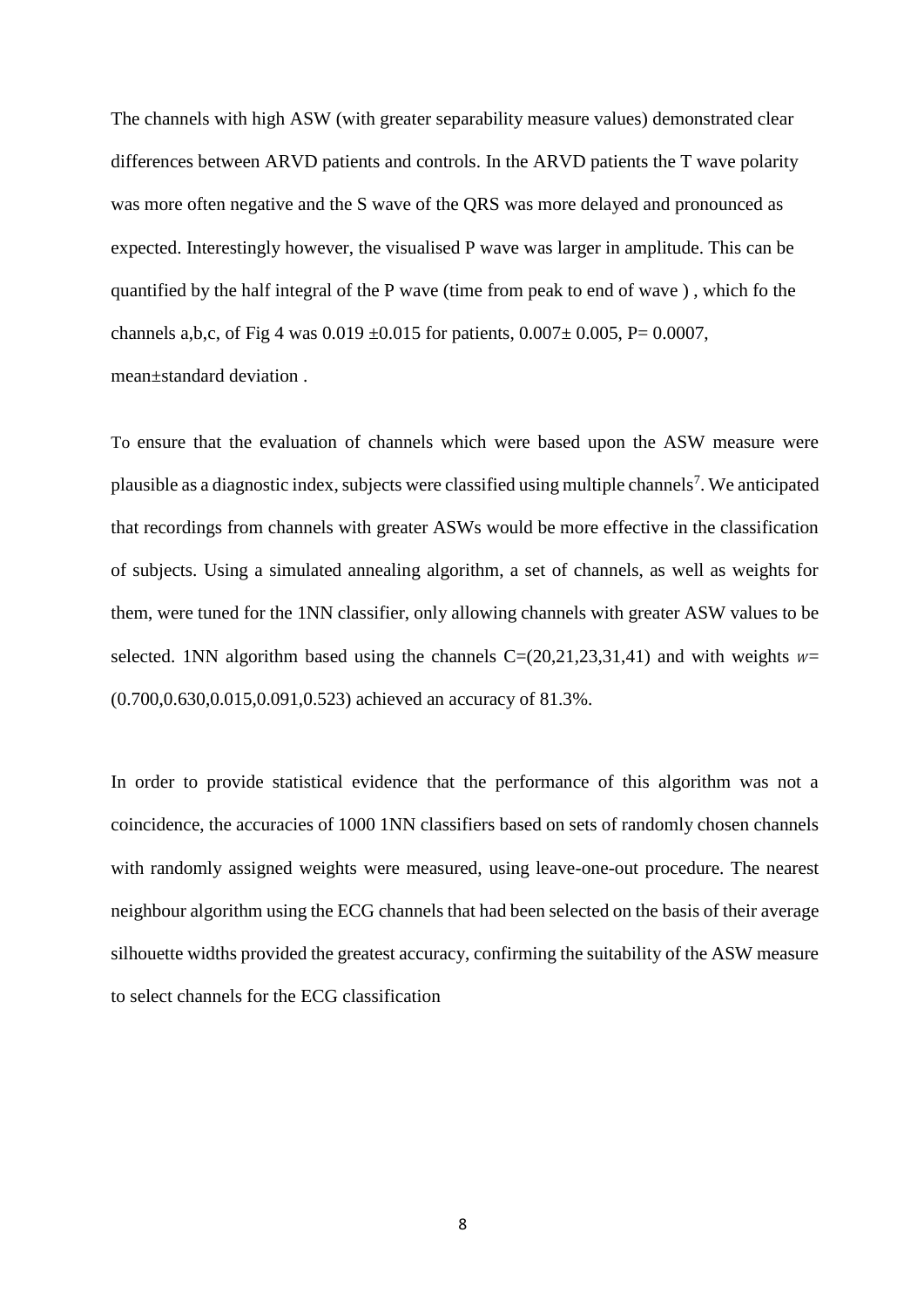The channels with high ASW (with greater separability measure values) demonstrated clear differences between ARVD patients and controls. In the ARVD patients the T wave polarity was more often negative and the S wave of the QRS was more delayed and pronounced as expected. Interestingly however, the visualised P wave was larger in amplitude. This can be quantified by the half integral of the P wave (time from peak to end of wave ) , which fo the channels a,b,c, of Fig 4 was $0.019 \pm 0.015$ for patients, $0.007 \pm 0.005$, $P = 0.0007$, mean±standard deviation .

To ensure that the evaluation of channels which were based upon the ASW measure were plausible as a diagnostic index, subjects were classified using multiple channels[7]. We anticipated that recordings from channels with greater ASWs would be more effective in the classification of subjects. Using a simulated annealing algorithm, a set of channels, as well as weights for them, were tuned for the 1NN classifier, only allowing channels with greater ASW values to be selected. 1NN algorithm based using the channels C=(20,21,23,31,41) and with weights $w$= (0.700,0.630,0.015,0.091,0.523) achieved an accuracy of 81.3%.

In order to provide statistical evidence that the performance of this algorithm was not a coincidence, the accuracies of 1000 1NN classifiers based on sets of randomly chosen channels with randomly assigned weights were measured, using leave-one-out procedure. The nearest neighbour algorithm using the ECG channels that had been selected on the basis of their average silhouette widths provided the greatest accuracy, confirming the suitability of the ASW measure to select channels for the ECG classification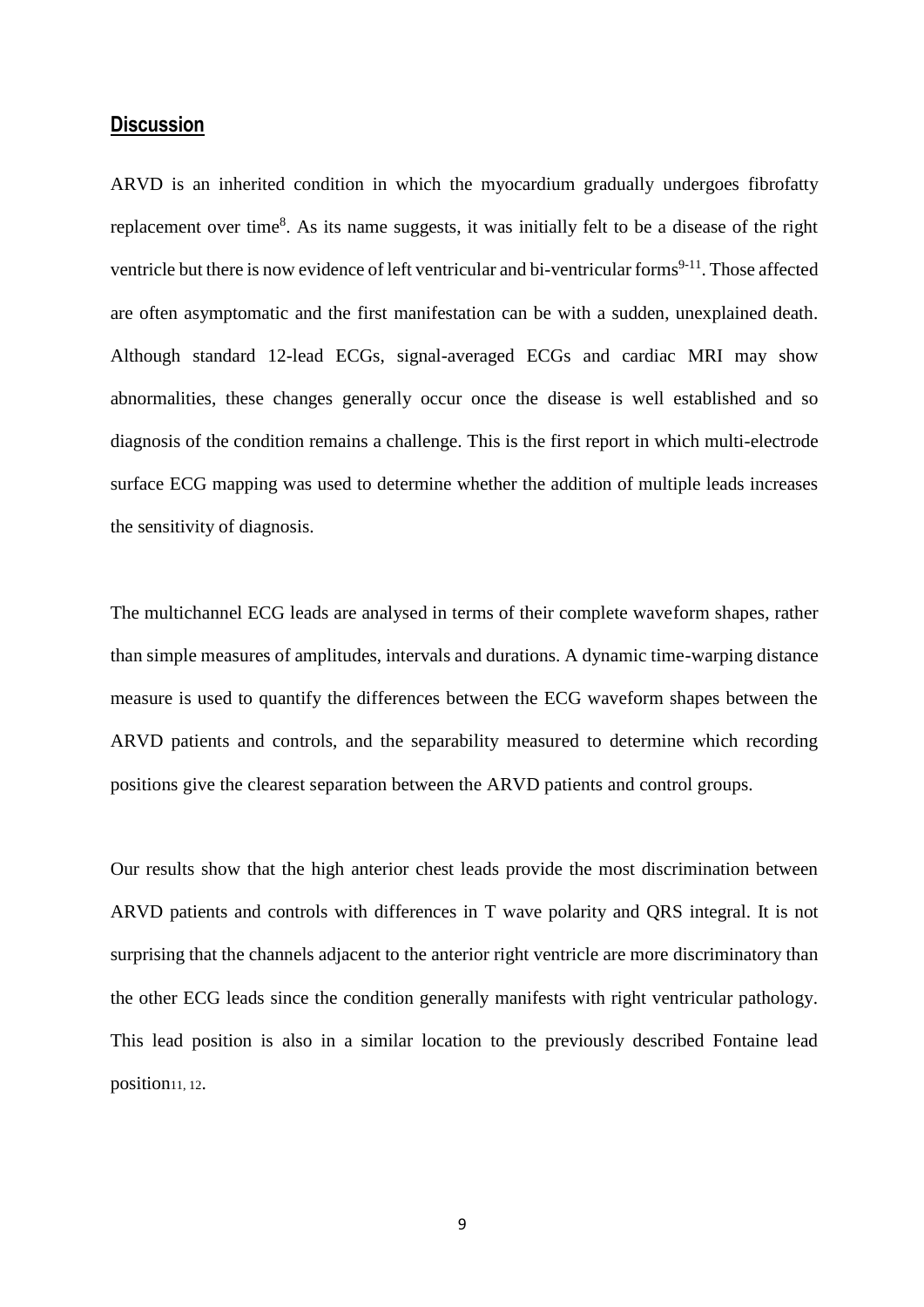## Discussion

ARVD is an inherited condition in which the myocardium gradually undergoes fibrofatty replacement over time[8]. As its name suggests, it was initially felt to be a disease of the right ventricle but there is now evidence of left ventricular and bi-ventricular forms[9-11]. Those affected are often asymptomatic and the first manifestation can be with a sudden, unexplained death. Although standard 12-lead ECGs, signal-averaged ECGs and cardiac MRI may show abnormalities, these changes generally occur once the disease is well established and so diagnosis of the condition remains a challenge. This is the first report in which multi-electrode surface ECG mapping was used to determine whether the addition of multiple leads increases the sensitivity of diagnosis.

The multichannel ECG leads are analysed in terms of their complete waveform shapes, rather than simple measures of amplitudes, intervals and durations. A dynamic time-warping distance measure is used to quantify the differences between the ECG waveform shapes between the ARVD patients and controls, and the separability measured to determine which recording positions give the clearest separation between the ARVD patients and control groups.

Our results show that the high anterior chest leads provide the most discrimination between ARVD patients and controls with differences in T wave polarity and QRS integral. It is not surprising that the channels adjacent to the anterior right ventricle are more discriminatory than the other ECG leads since the condition generally manifests with right ventricular pathology. This lead position is also in a similar location to the previously described Fontaine lead position[11, 12].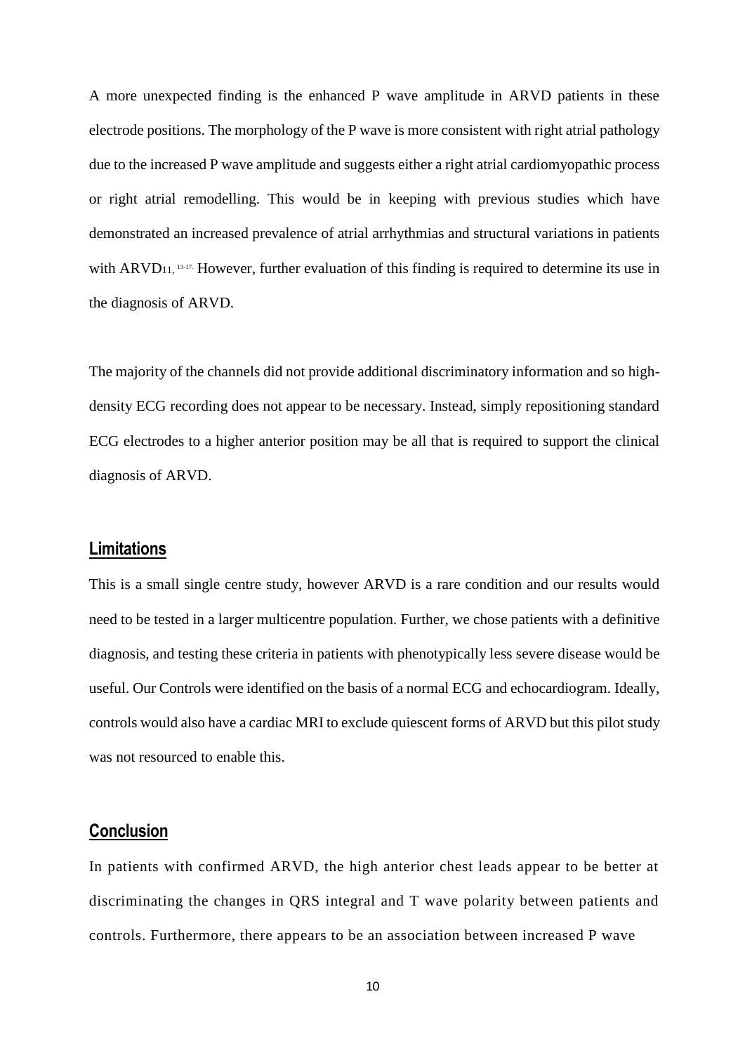A more unexpected finding is the enhanced P wave amplitude in ARVD patients in these electrode positions. The morphology of the P wave is more consistent with right atrial pathology due to the increased P wave amplitude and suggests either a right atrial cardiomyopathic process or right atrial remodelling. This would be in keeping with previous studies which have demonstrated an increased prevalence of atrial arrhythmias and structural variations in patients with ARVD[11, 13-17]. However, further evaluation of this finding is required to determine its use in the diagnosis of ARVD.

The majority of the channels did not provide additional discriminatory information and so high-density ECG recording does not appear to be necessary. Instead, simply repositioning standard ECG electrodes to a higher anterior position may be all that is required to support the clinical diagnosis of ARVD.

## Limitations

This is a small single centre study, however ARVD is a rare condition and our results would need to be tested in a larger multicentre population. Further, we chose patients with a definitive diagnosis, and testing these criteria in patients with phenotypically less severe disease would be useful. Our Controls were identified on the basis of a normal ECG and echocardiogram. Ideally, controls would also have a cardiac MRI to exclude quiescent forms of ARVD but this pilot study was not resourced to enable this.

## Conclusion

In patients with confirmed ARVD, the high anterior chest leads appear to be better at discriminating the changes in QRS integral and T wave polarity between patients and controls. Furthermore, there appears to be an association between increased P wave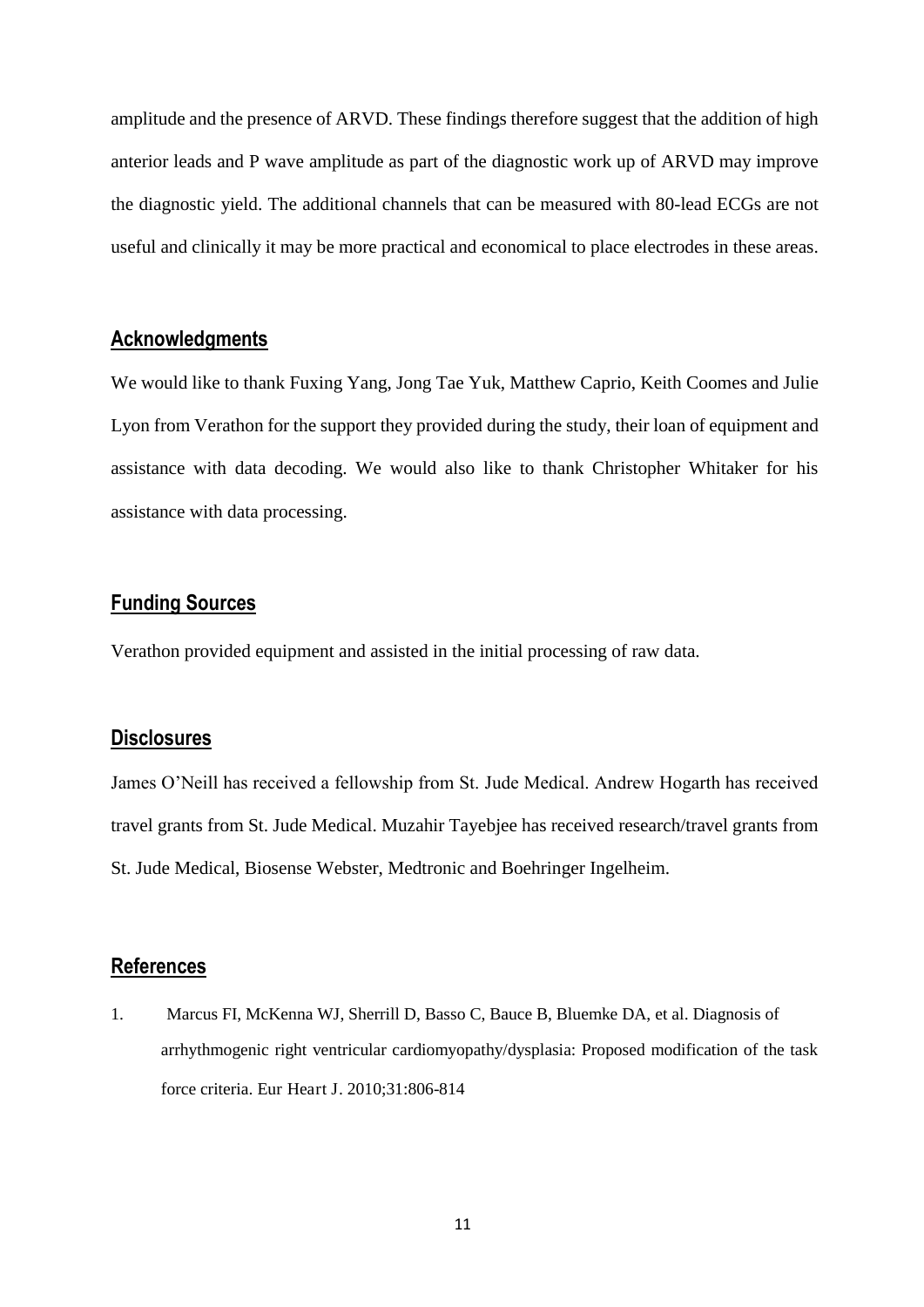amplitude and the presence of ARVD. These findings therefore suggest that the addition of high anterior leads and P wave amplitude as part of the diagnostic work up of ARVD may improve the diagnostic yield. The additional channels that can be measured with 80-lead ECGs are not useful and clinically it may be more practical and economical to place electrodes in these areas.

## Acknowledgments

We would like to thank Fuxing Yang, Jong Tae Yuk, Matthew Caprio, Keith Coomes and Julie Lyon from Verathon for the support they provided during the study, their loan of equipment and assistance with data decoding. We would also like to thank Christopher Whitaker for his assistance with data processing.

## Funding Sources

Verathon provided equipment and assisted in the initial processing of raw data.

## Disclosures

James O'Neill has received a fellowship from St. Jude Medical. Andrew Hogarth has received travel grants from St. Jude Medical. Muzahir Tayebjee has received research/travel grants from St. Jude Medical, Biosense Webster, Medtronic and Boehringer Ingelheim.

## References

1. Marcus FI, McKenna WJ, Sherrill D, Basso C, Bauce B, Bluemke DA, et al. Diagnosis of arrhythmogenic right ventricular cardiomyopathy/dysplasia: Proposed modification of the task force criteria. Eur Heart J. 2010;31:806-814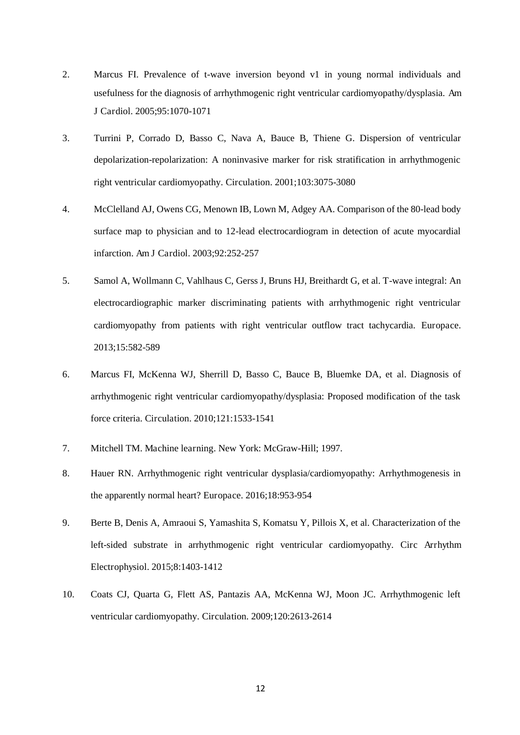2. Marcus FI. Prevalence of t-wave inversion beyond v1 in young normal individuals and usefulness for the diagnosis of arrhythmogenic right ventricular cardiomyopathy/dysplasia. Am J Cardiol. 2005;95:1070-1071

3. Turrini P, Corrado D, Basso C, Nava A, Bauce B, Thiene G. Dispersion of ventricular depolarization-repolarization: A noninvasive marker for risk stratification in arrhythmogenic right ventricular cardiomyopathy. Circulation. 2001;103:3075-3080

4. McClelland AJ, Owens CG, Menown IB, Lown M, Adgey AA. Comparison of the 80-lead body surface map to physician and to 12-lead electrocardiogram in detection of acute myocardial infarction. Am J Cardiol. 2003;92:252-257

5. Samol A, Wollmann C, Vahlhaus C, Gerss J, Bruns HJ, Breithardt G, et al. T-wave integral: An electrocardiographic marker discriminating patients with arrhythmogenic right ventricular cardiomyopathy from patients with right ventricular outflow tract tachycardia. Europace. 2013;15:582-589

6. Marcus FI, McKenna WJ, Sherrill D, Basso C, Bauce B, Bluemke DA, et al. Diagnosis of arrhythmogenic right ventricular cardiomyopathy/dysplasia: Proposed modification of the task force criteria. Circulation. 2010;121:1533-1541

7. Mitchell TM. Machine learning. New York: McGraw-Hill; 1997.

8. Hauer RN. Arrhythmogenic right ventricular dysplasia/cardiomyopathy: Arrhythmogenesis in the apparently normal heart? Europace. 2016;18:953-954

9. Berte B, Denis A, Amraoui S, Yamashita S, Komatsu Y, Pillois X, et al. Characterization of the left-sided substrate in arrhythmogenic right ventricular cardiomyopathy. Circ Arrhythm Electrophysiol. 2015;8:1403-1412

10. Coats CJ, Quarta G, Flett AS, Pantazis AA, McKenna WJ, Moon JC. Arrhythmogenic left ventricular cardiomyopathy. Circulation. 2009;120:2613-2614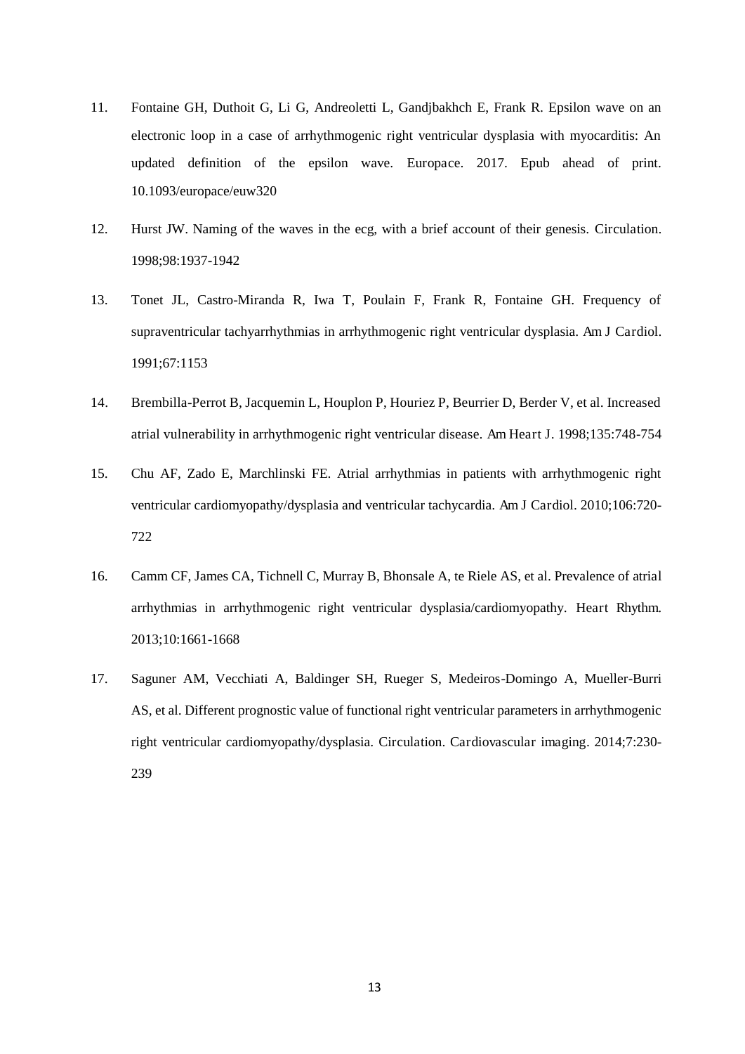11. Fontaine GH, Duthoit G, Li G, Andreoletti L, Gandjbakhch E, Frank R. Epsilon wave on an electronic loop in a case of arrhythmogenic right ventricular dysplasia with myocarditis: An updated definition of the epsilon wave. Europace. 2017. Epub ahead of print. 10.1093/europace/euw320

12. Hurst JW. Naming of the waves in the ecg, with a brief account of their genesis. Circulation. 1998;98:1937-1942

13. Tonet JL, Castro-Miranda R, Iwa T, Poulain F, Frank R, Fontaine GH. Frequency of supraventricular tachyarrhythmias in arrhythmogenic right ventricular dysplasia. Am J Cardiol. 1991;67:1153

14. Brembilla-Perrot B, Jacquemin L, Houplon P, Houriez P, Beurrier D, Berder V, et al. Increased atrial vulnerability in arrhythmogenic right ventricular disease. Am Heart J. 1998;135:748-754

15. Chu AF, Zado E, Marchlinski FE. Atrial arrhythmias in patients with arrhythmogenic right ventricular cardiomyopathy/dysplasia and ventricular tachycardia. Am J Cardiol. 2010;106:720-722

16. Camm CF, James CA, Tichnell C, Murray B, Bhonsale A, te Riele AS, et al. Prevalence of atrial arrhythmias in arrhythmogenic right ventricular dysplasia/cardiomyopathy. Heart Rhythm. 2013;10:1661-1668

17. Saguner AM, Vecchiati A, Baldinger SH, Rueger S, Medeiros-Domingo A, Mueller-Burri AS, et al. Different prognostic value of functional right ventricular parameters in arrhythmogenic right ventricular cardiomyopathy/dysplasia. Circulation. Cardiovascular imaging. 2014;7:230-239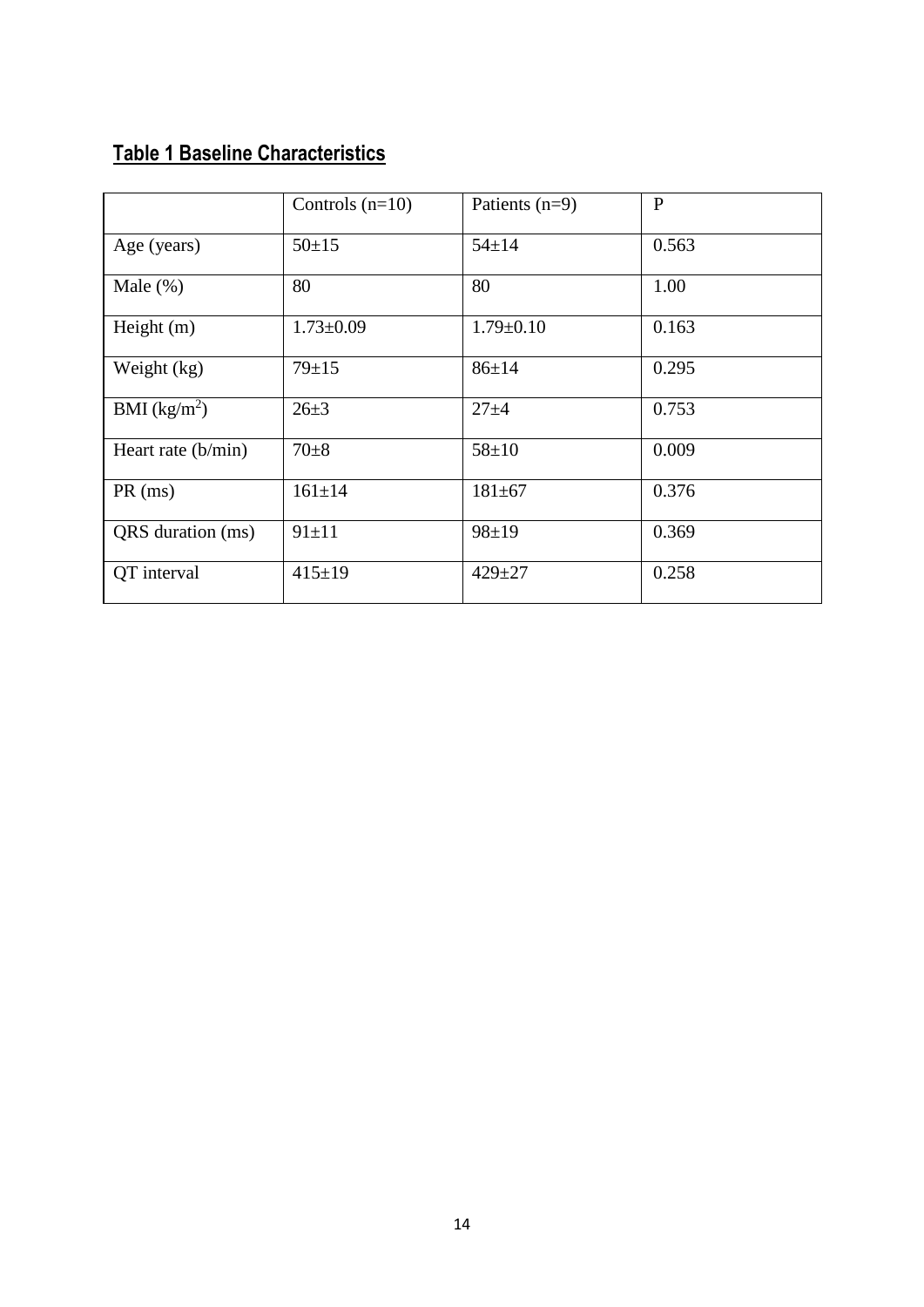## **Table 1 Baseline Characteristics**

| | Controls (n=10) | Patients (n=9) | P |
|---|---|---|---|
| Age (years) | 50±15 | 54±14 | 0.563 |
| Male (%) | 80 | 80 | 1.00 |
| Height (m) | 1.73±0.09 | 1.79±0.10 | 0.163 |
| Weight (kg) | 79±15 | 86±14 | 0.295 |
| BMI ($kg/m^2$) | 26±3 | 27±4 | 0.753 |
| Heart rate (b/min) | 70±8 | 58±10 | 0.009 |
| PR (ms) | 161±14 | 181±67 | 0.376 |
| QRS duration (ms) | 91±11 | 98±19 | 0.369 |
| QT interval | 415±19 | 429±27 | 0.258 |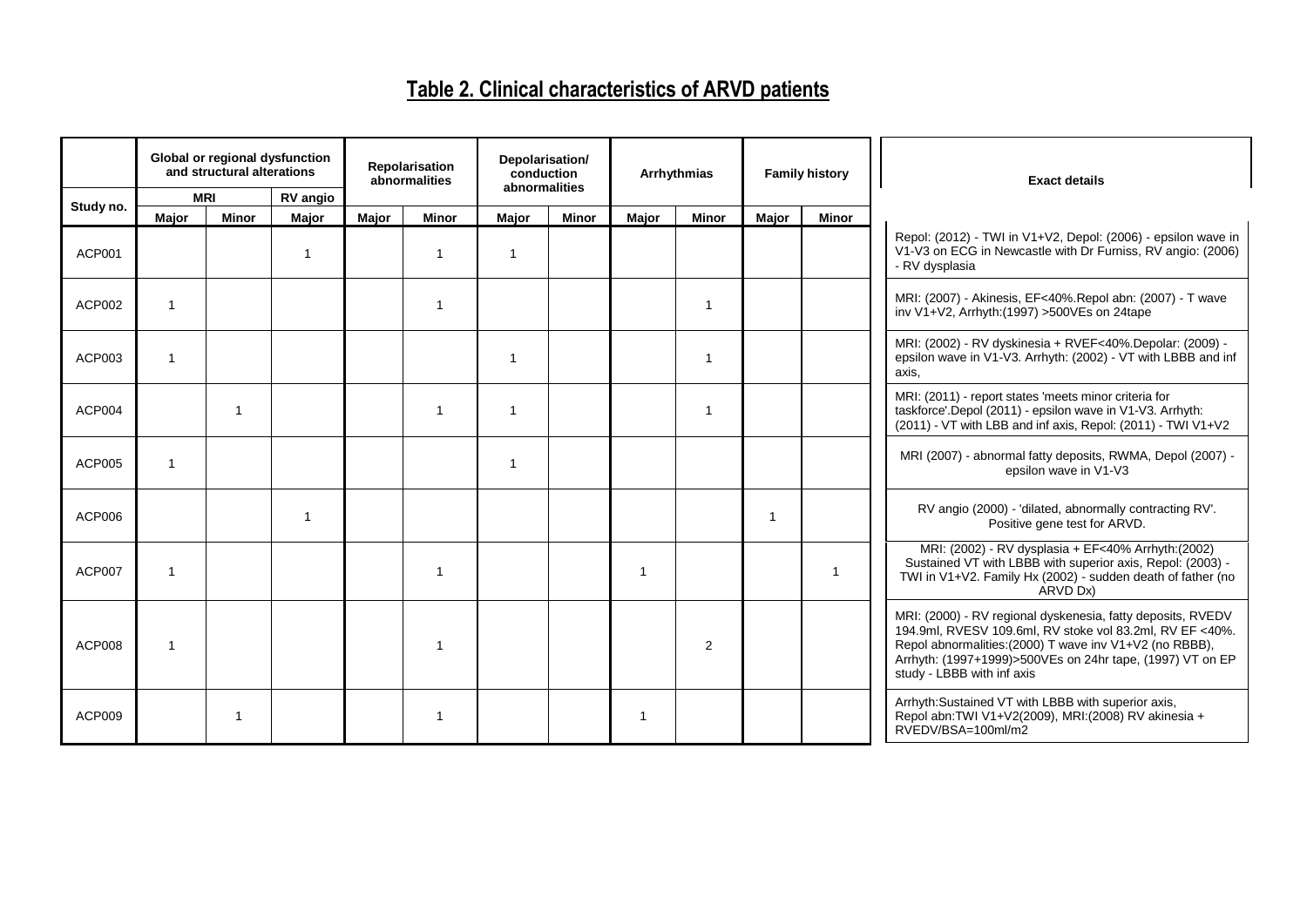# Table 2. Clinical characteristics of ARVD patients

| Study no. | Global or regional dysfunction and structural alterations | | | Repolarisation abnormalities | | Depolarisation/ conduction abnormalities | | Arrhythmias | | Family history | | Exact details |
|---|---|---|---|---|---|---|---|---|---|---|---|---|
| | MRI | | RV angio | | | | | | | | | |
| | Major | Minor | Major | Major | Minor | Major | Minor | Major | Minor | Major | Minor | |
| ACP001 | | | 1 | | 1 | 1 | | | | | | Repol: (2012) - TWI in V1+V2, Depol: (2006) - epsilon wave in V1-V3 on ECG in Newcastle with Dr Furniss, RV angio: (2006) - RV dysplasia |
| ACP002 | 1 | | | | 1 | | | | 1 | | | MRI: (2007) - Akinesis, EF<40%.Repol abn: (2007) - T wave inv V1+V2, Arrhyth:(1997) >500VEs on 24tape |
| ACP003 | 1 | | | | | 1 | | | 1 | | | MRI: (2002) - RV dyskinesia + RVEF<40%.Depolar: (2009) - epsilon wave in V1-V3. Arrhyth: (2002) - VT with LBBB and inf axis, |
| ACP004 | | 1 | | | 1 | 1 | | | 1 | | | MRI: (2011) - report states 'meets minor criteria for taskforce'.Depol (2011) - epsilon wave in V1-V3. Arrhyth: (2011) - VT with LBB and inf axis, Repol: (2011) - TWI V1+V2 |
| ACP005 | 1 | | | | | 1 | | | | | | MRI (2007) - abnormal fatty deposits, RWMA, Depol (2007) - epsilon wave in V1-V3 |
| ACP006 | | | 1 | | | | | | | 1 | | RV angio (2000) - 'dilated, abnormally contracting RV'. Positive gene test for ARVD. |
| ACP007 | 1 | | | | 1 | | | 1 | | | 1 | MRI: (2002) - RV dysplasia + EF<40% Arrhyth:(2002) Sustained VT with LBBB with superior axis, Repol: (2003) - TWI in V1+V2. Family Hx (2002) - sudden death of father (no ARVD Dx) |
| ACP008 | 1 | | | | 1 | | | | 2 | | | MRI: (2000) - RV regional dyskenesia, fatty deposits, RVEDV 194.9ml, RVESV 109.6ml, RV stoke vol 83.2ml, RV EF <40%. Repol abnormalities:(2000) T wave inv V1+V2 (no RBBB), Arrhyth: (1997+1999)>500VEs on 24hr tape, (1997) VT on EP study - LBBB with inf axis |
| ACP009 | | 1 | | | 1 | | | 1 | | | | Arrhyth:Sustained VT with LBBB with superior axis, Repol abn:TWI V1+V2(2009), MRI:(2008) RV akinesia + RVEDV/BSA=100ml/m2 |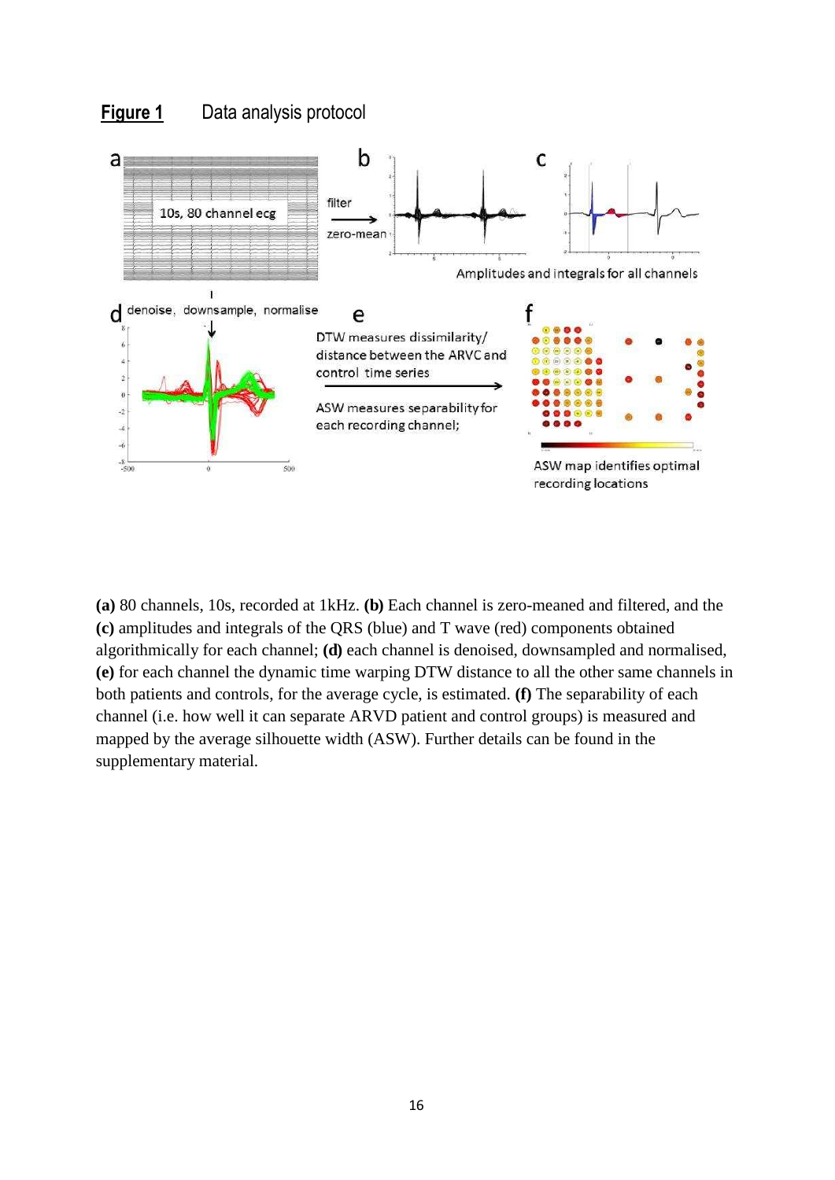**Figure 1** Data analysis protocol

**(a)** 80 channels, 10s, recorded at 1kHz. **(b)** Each channel is zero-meaned and filtered, and the **(c)** amplitudes and integrals of the QRS (blue) and T wave (red) components obtained algorithmically for each channel; **(d)** each channel is denoised, downsampled and normalised, **(e)** for each channel the dynamic time warping DTW distance to all the other same channels in both patients and controls, for the average cycle, is estimated. **(f)** The separability of each channel (i.e. how well it can separate ARVD patient and control groups) is measured and mapped by the average silhouette width (ASW). Further details can be found in the supplementary material.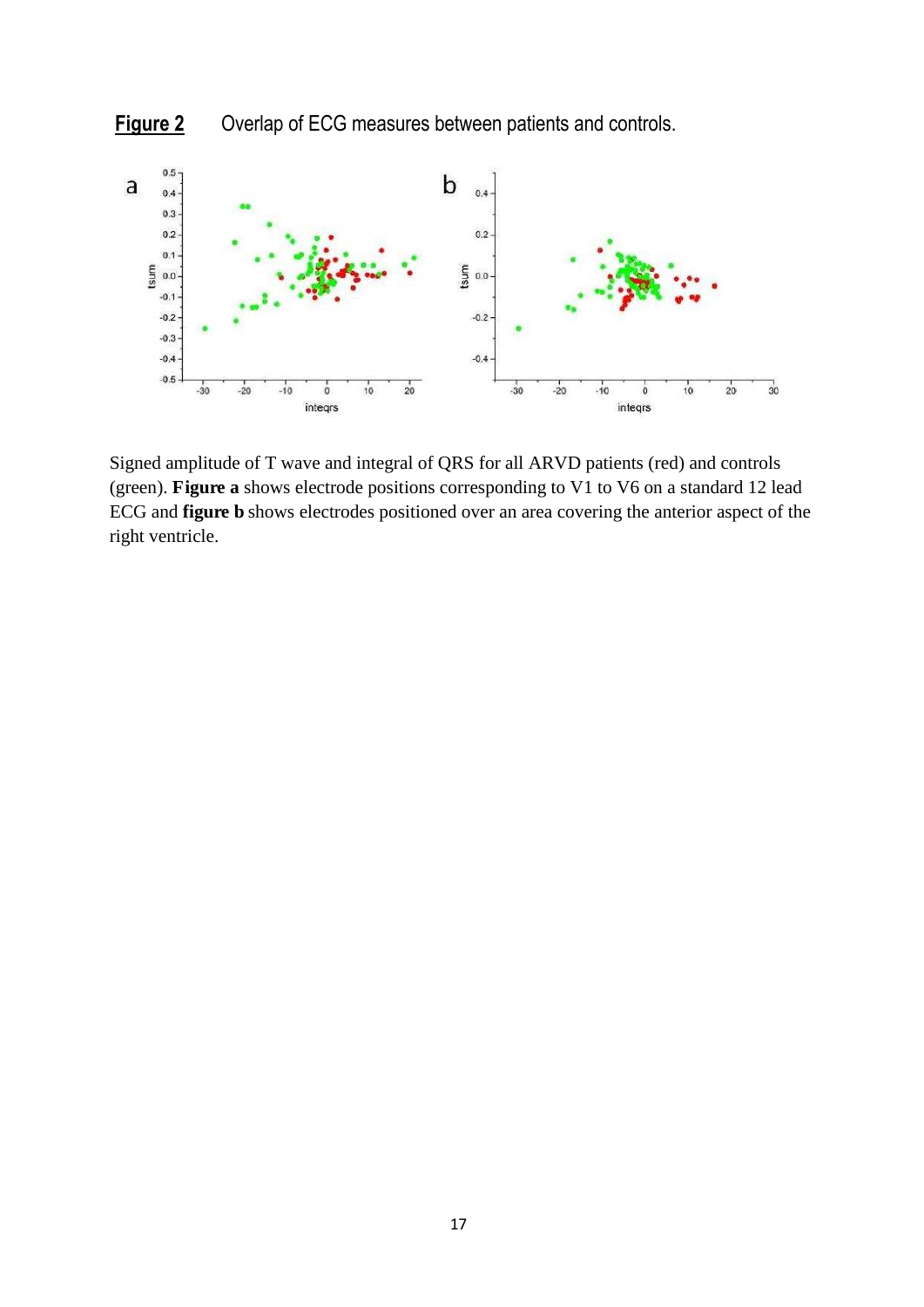**Figure 2** Overlap of ECG measures between patients and controls.

Signed amplitude of T wave and integral of QRS for all ARVD patients (red) and controls (green). **Figure a** shows electrode positions corresponding to V1 to V6 on a standard 12 lead ECG and **figure b** shows electrodes positioned over an area covering the anterior aspect of the right ventricle.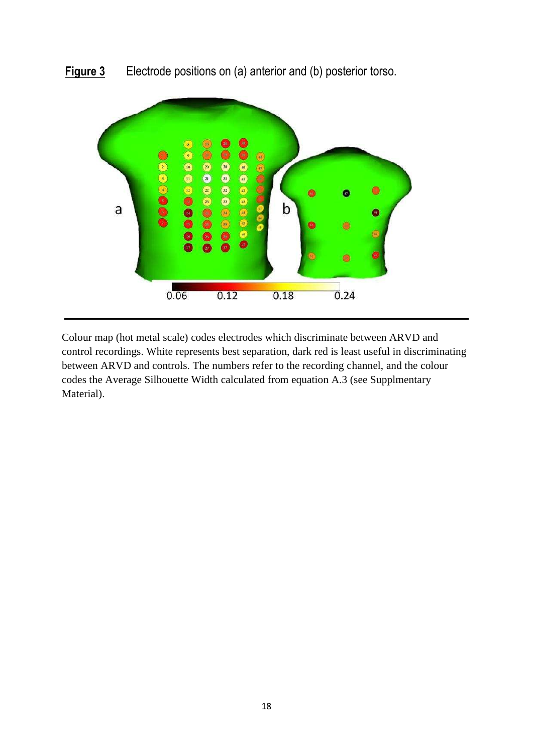**Figure 3** Electrode positions on (a) anterior and (b) posterior torso.

Colour map (hot metal scale) codes electrodes which discriminate between ARVD and control recordings. White represents best separation, dark red is least useful in discriminating between ARVD and controls. The numbers refer to the recording channel, and the colour codes the Average Silhouette Width calculated from equation A.3 (see Supplmentary Material).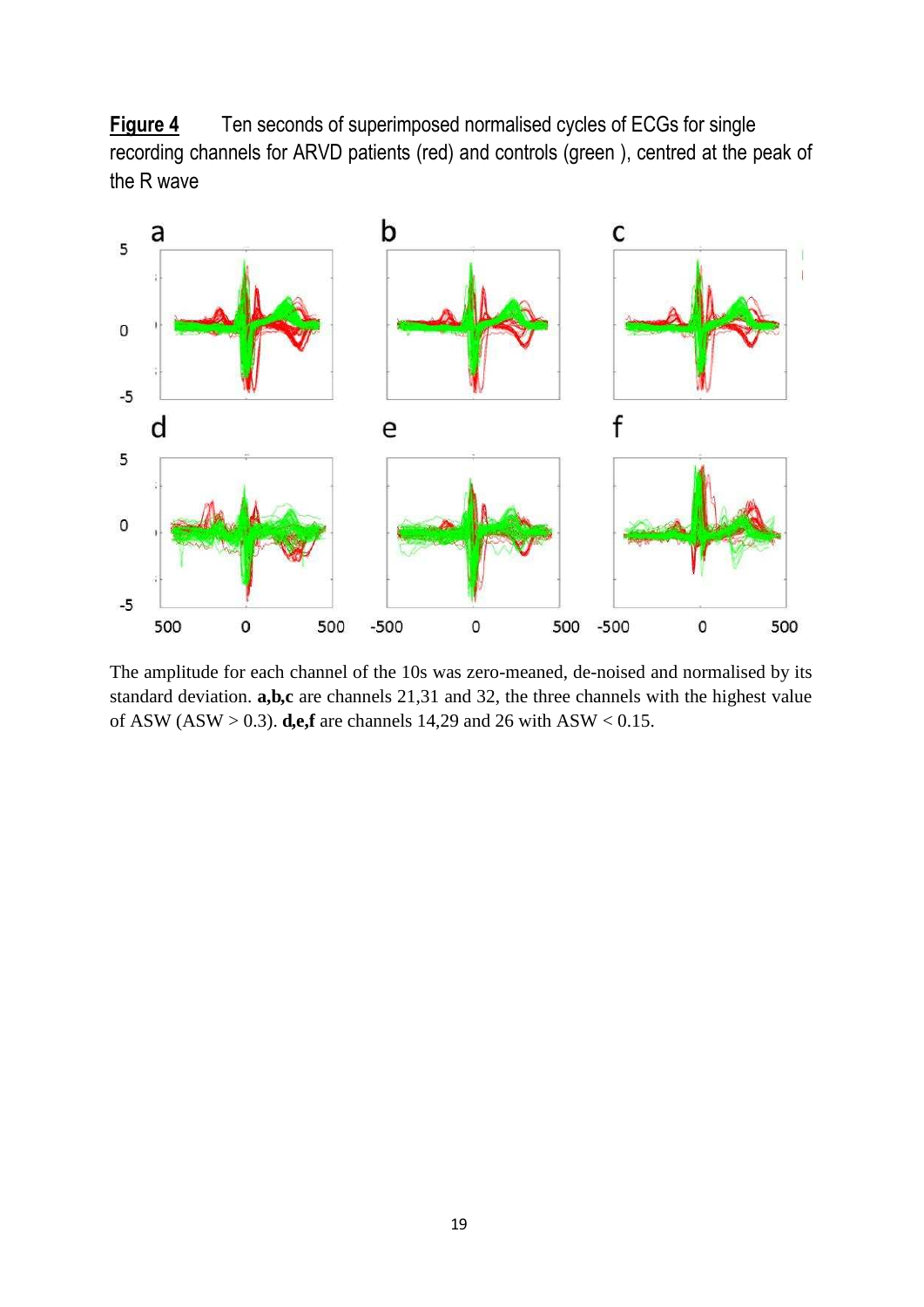**Figure 4** Ten seconds of superimposed normalised cycles of ECGs for single recording channels for ARVD patients (red) and controls (green ), centred at the peak of the R wave

The amplitude for each channel of the 10s was zero-meaned, de-noised and normalised by its standard deviation. **a,b,c** are channels 21,31 and 32, the three channels with the highest value of ASW (ASW > 0.3). **d,e,f** are channels 14,29 and 26 with ASW < 0.15.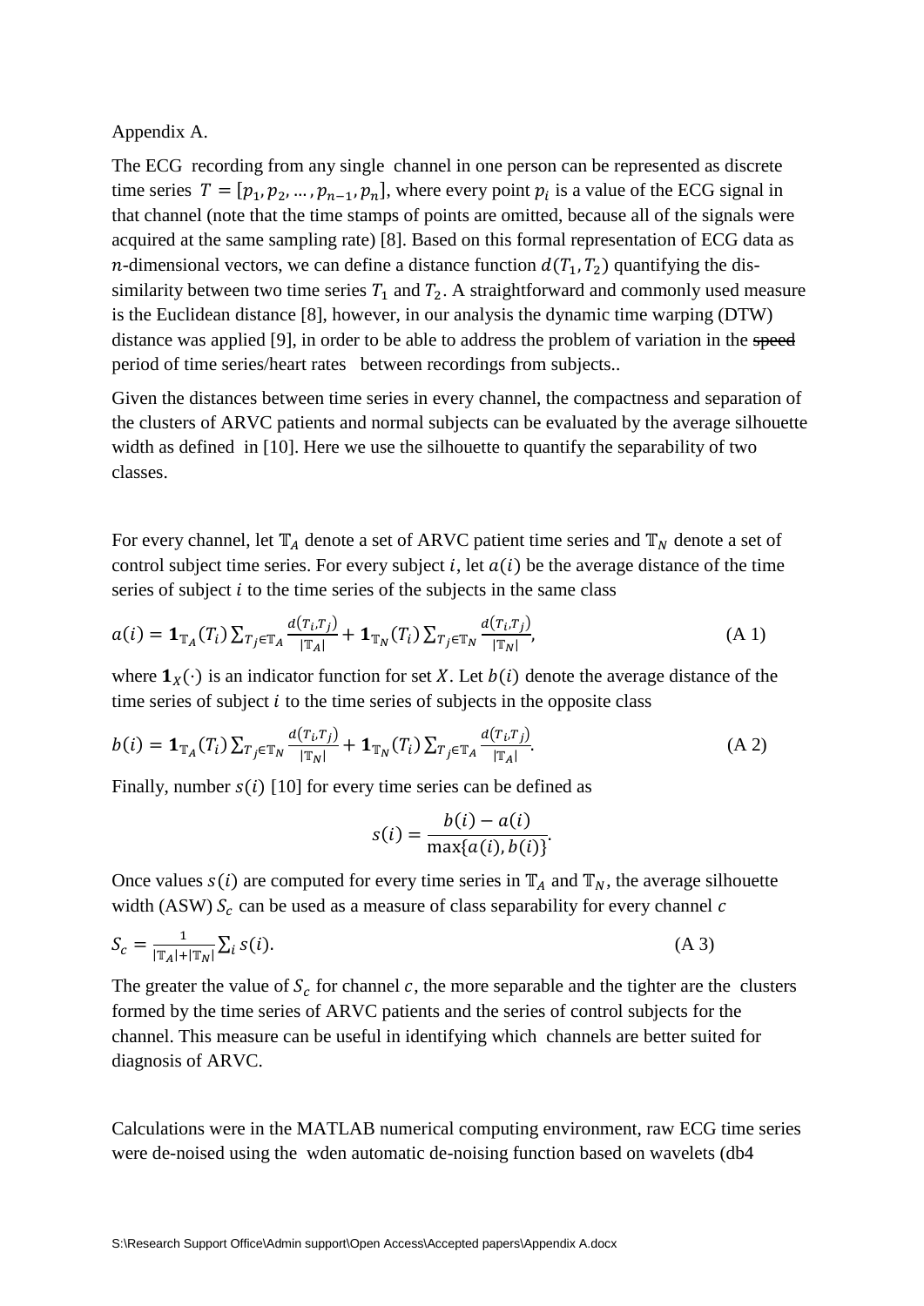Appendix A.

The ECG recording from any single channel in one person can be represented as discrete time series $T = [p_1, p_2, \ldots, p_{n-1}, p_n]$, where every point $p_i$ is a value of the ECG signal in that channel (note that the time stamps of points are omitted, because all of the signals were acquired at the same sampling rate) [8]. Based on this formal representation of ECG data as $n$-dimensional vectors, we can define a distance function $d(T_1, T_2)$ quantifying the dissimilarity between two time series $T_1$ and $T_2$. A straightforward and commonly used measure is the Euclidean distance [8], however, in our analysis the dynamic time warping (DTW) distance was applied [9], in order to be able to address the problem of variation in the ~~speed~~ period of time series/heart rates between recordings from subjects..

Given the distances between time series in every channel, the compactness and separation of the clusters of ARVC patients and normal subjects can be evaluated by the average silhouette width as defined in [10]. Here we use the silhouette to quantify the separability of two classes.

For every channel, let $\mathbb{T}_A$ denote a set of ARVC patient time series and $\mathbb{T}_N$ denote a set of control subject time series. For every subject $i$, let $a(i)$ be the average distance of the time series of subject $i$ to the time series of the subjects in the same class

$$a(i) = \mathbf{1}_{\mathbb{T}_A}(T_i) \sum_{T_j \in \mathbb{T}_A} \frac{d(T_i, T_j)}{|\mathbb{T}_A|} + \mathbf{1}_{\mathbb{T}_N}(T_i) \sum_{T_j \in \mathbb{T}_N} \frac{d(T_i, T_j)}{|\mathbb{T}_N|}, \tag{A 1}$$

where $\mathbf{1}_X(\cdot)$ is an indicator function for set $X$. Let $b(i)$ denote the average distance of the time series of subject $i$ to the time series of subjects in the opposite class

$$b(i) = \mathbf{1}_{\mathbb{T}_A}(T_i) \sum_{T_j \in \mathbb{T}_N} \frac{d(T_i, T_j)}{|\mathbb{T}_N|} + \mathbf{1}_{\mathbb{T}_N}(T_i) \sum_{T_j \in \mathbb{T}_A} \frac{d(T_i, T_j)}{|\mathbb{T}_A|}. \tag{A 2}$$

Finally, number $s(i)$ [10] for every time series can be defined as

$$s(i) = \frac{b(i) - a(i)}{\max\{a(i), b(i)\}}.$$

Once values $s(i)$ are computed for every time series in $\mathbb{T}_A$ and $\mathbb{T}_N$, the average silhouette width (ASW) $S_c$ can be used as a measure of class separability for every channel $c$

$$S_c = \frac{1}{|\mathbb{T}_A| + |\mathbb{T}_N|} \sum_i s(i). \tag{A 3}$$

The greater the value of $S_c$ for channel $c$, the more separable and the tighter are the clusters formed by the time series of ARVC patients and the series of control subjects for the channel. This measure can be useful in identifying which channels are better suited for diagnosis of ARVC.

Calculations were in the MATLAB numerical computing environment, raw ECG time series were de-noised using the wden automatic de-noising function based on wavelets (db4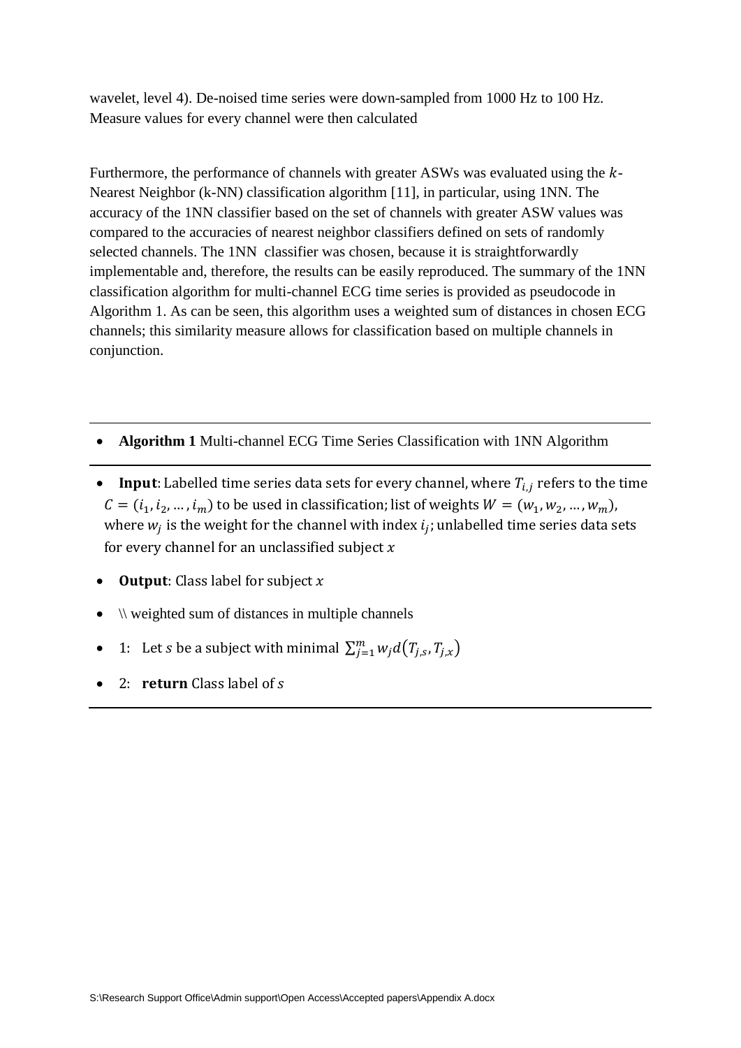wavelet, level 4). De-noised time series were down-sampled from 1000 Hz to 100 Hz. Measure values for every channel were then calculated

Furthermore, the performance of channels with greater ASWs was evaluated using the $k$-Nearest Neighbor (k-NN) classification algorithm [11], in particular, using 1NN. The accuracy of the 1NN classifier based on the set of channels with greater ASW values was compared to the accuracies of nearest neighbor classifiers defined on sets of randomly selected channels. The 1NN classifier was chosen, because it is straightforwardly implementable and, therefore, the results can be easily reproduced. The summary of the 1NN classification algorithm for multi-channel ECG time series is provided as pseudocode in Algorithm 1. As can be seen, this algorithm uses a weighted sum of distances in chosen ECG channels; this similarity measure allows for classification based on multiple channels in conjunction.

---

- **Algorithm 1** Multi-channel ECG Time Series Classification with 1NN Algorithm

---

- **Input**: Labelled time series data sets for every channel, where $T_{i,j}$ refers to the time $C = (i_1, i_2, \ldots, i_m)$ to be used in classification; list of weights $W = (w_1, w_2, \ldots, w_m)$, where $w_j$ is the weight for the channel with index $i_j$; unlabelled time series data sets for every channel for an unclassified subject $x$
- **Output**: Class label for subject $x$
- \\ weighted sum of distances in multiple channels
- 1: Let $s$ be a subject with minimal $\sum_{j=1}^{m} w_j d(T_{j,s}, T_{j,x})$
- 2: **return** Class label of $s$

---

S:\Research Support Office\Admin support\Open Access\Accepted papers\Appendix A.docx